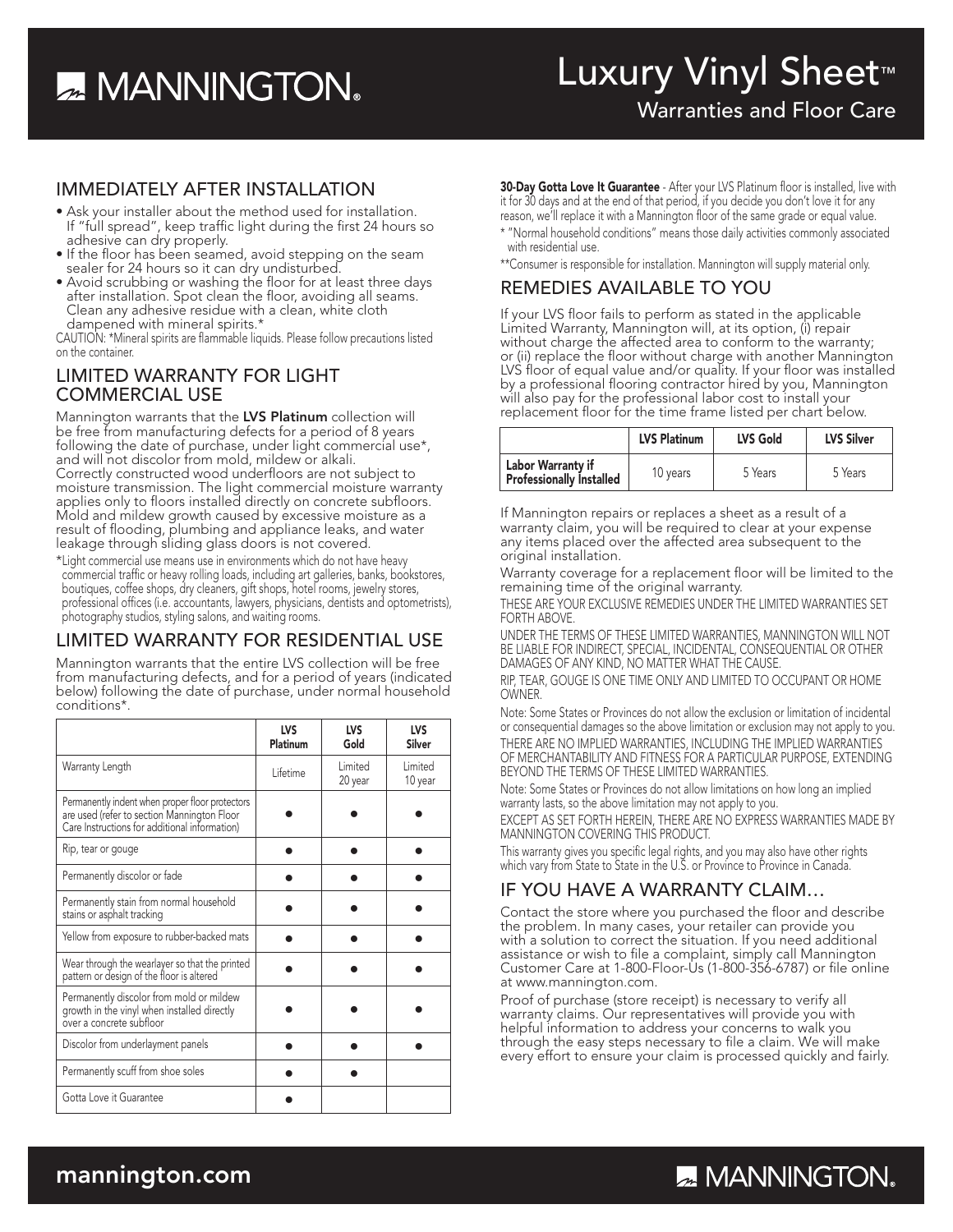# MANNINGTON

# Luxury Vinyl Sheet™

## Warranties and Floor Care

## IMMEDIATELY AFTER INSTALLATION

- Ask your installer about the method used for installation. If "full spread", keep traffic light during the first 24 hours so adhesive can dry properly.
- If the floor has been seamed, avoid stepping on the seam sealer for 24 hours so it can dry undisturbed.
- Avoid scrubbing or washing the floor for at least three days after installation. Spot clean the floor, avoiding all seams. Clean any adhesive residue with a clean, white cloth dampened with mineral spirits.*

CAUTION: *Mineral spirits are flammable liquids. Please follow precautions listed on the container.

## LIMITED WARRANTY FOR LIGHT COMMERCIAL USE

Mannington warrants that the **LVS Platinum** collection will be free from manufacturing defects for a period of 8 years following the date of purchase, under light commercial use*, and will not discolor from mold, mildew or alkali. Correctly constructed wood underfloors are not subject to moisture transmission. The light commercial moisture warranty applies only to floors installed directly on concrete subfloors. Mold and mildew growth caused by excessive moisture as a result of flooding, plumbing and appliance leaks, and water leakage through sliding glass doors is not covered.

*Light commercial use means use in environments which do not have heavy commercial traffic or heavy rolling loads, including art galleries, banks, bookstores, boutiques, coffee shops, dry cleaners, gift shops, hotel rooms, jewelry stores, professional offices (i.e. accountants, lawyers, physicians, dentists and optometrists), photography studios, styling salons, and waiting rooms.

## LIMITED WARRANTY FOR RESIDENTIAL USE

Mannington warrants that the entire LVS collection will be free from manufacturing defects, and for a period of years (indicated below) following the date of purchase, under normal household conditions*.

| | LVS Platinum | LVS Gold | LVS Silver |
|---|---|---|---|
| Warranty Length | Lifetime | Limited 20 year | Limited 10 year |
| Permanently indent when proper floor protectors are used (refer to section Mannington Floor Care Instructions for additional information) | ● | ● | ● |
| Rip, tear or gouge | ● | ● | ● |
| Permanently discolor or fade | ● | ● | ● |
| Permanently stain from normal household stains or asphalt tracking | ● | ● | ● |
| Yellow from exposure to rubber-backed mats | ● | ● | ● |
| Wear through the wearlayer so that the printed pattern or design of the floor is altered | ● | ● | ● |
| Permanently discolor from mold or mildew growth in the vinyl when installed directly over a concrete subfloor | ● | ● | ● |
| Discolor from underlayment panels | ● | ● | ● |
| Permanently scuff from shoe soles | ● | ● | |
| Gotta Love it Guarantee | ● | | |

**30-Day Gotta Love It Guarantee** - After your LVS Platinum floor is installed, live with it for 30 days and at the end of that period, if you decide you don't love it for any reason, we'll replace it with a Mannington floor of the same grade or equal value.

* "Normal household conditions" means those daily activities commonly associated with residential use.

**Consumer is responsible for installation. Mannington will supply material only.

## REMEDIES AVAILABLE TO YOU

If your LVS floor fails to perform as stated in the applicable Limited Warranty, Mannington will, at its option, (i) repair without charge the affected area to conform to the warranty; or (ii) replace the floor without charge with another Mannington LVS floor of equal value and/or quality. If your floor was installed by a professional flooring contractor hired by you, Mannington will also pay for the professional labor cost to install your replacement floor for the time frame listed per chart below.

| | LVS Platinum | LVS Gold | LVS Silver |
|---|---|---|---|
| Labor Warranty if Professionally Installed | 10 years | 5 Years | 5 Years |

If Mannington repairs or replaces a sheet as a result of a warranty claim, you will be required to clear at your expense any items placed over the affected area subsequent to the original installation.

Warranty coverage for a replacement floor will be limited to the remaining time of the original warranty.

THESE ARE YOUR EXCLUSIVE REMEDIES UNDER THE LIMITED WARRANTIES SET FORTH ABOVE.

UNDER THE TERMS OF THESE LIMITED WARRANTIES, MANNINGTON WILL NOT BE LIABLE FOR INDIRECT, SPECIAL, INCIDENTAL, CONSEQUENTIAL OR OTHER DAMAGES OF ANY KIND, NO MATTER WHAT THE CAUSE.

RIP, TEAR, GOUGE IS ONE TIME ONLY AND LIMITED TO OCCUPANT OR HOME OWNER.

Note: Some States or Provinces do not allow the exclusion or limitation of incidental or consequential damages so the above limitation or exclusion may not apply to you.

THERE ARE NO IMPLIED WARRANTIES, INCLUDING THE IMPLIED WARRANTIES OF MERCHANTABILITY AND FITNESS FOR A PARTICULAR PURPOSE, EXTENDING BEYOND THE TERMS OF THESE LIMITED WARRANTIES.

Note: Some States or Provinces do not allow limitations on how long an implied warranty lasts, so the above limitation may not apply to you.

EXCEPT AS SET FORTH HEREIN, THERE ARE NO EXPRESS WARRANTIES MADE BY MANNINGTON COVERING THIS PRODUCT.

This warranty gives you specific legal rights, and you may also have other rights which vary from State to State in the U.S. or Province to Province in Canada.

## IF YOU HAVE A WARRANTY CLAIM…

Contact the store where you purchased the floor and describe the problem. In many cases, your retailer can provide you with a solution to correct the situation. If you need additional assistance or wish to file a complaint, simply call Mannington Customer Care at 1-800-Floor-Us (1-800-356-6787) or file online at www.mannington.com.

Proof of purchase (store receipt) is necessary to verify all warranty claims. Our representatives will provide you with helpful information to address your concerns to walk you through the easy steps necessary to file a claim. We will make every effort to ensure your claim is processed quickly and fairly.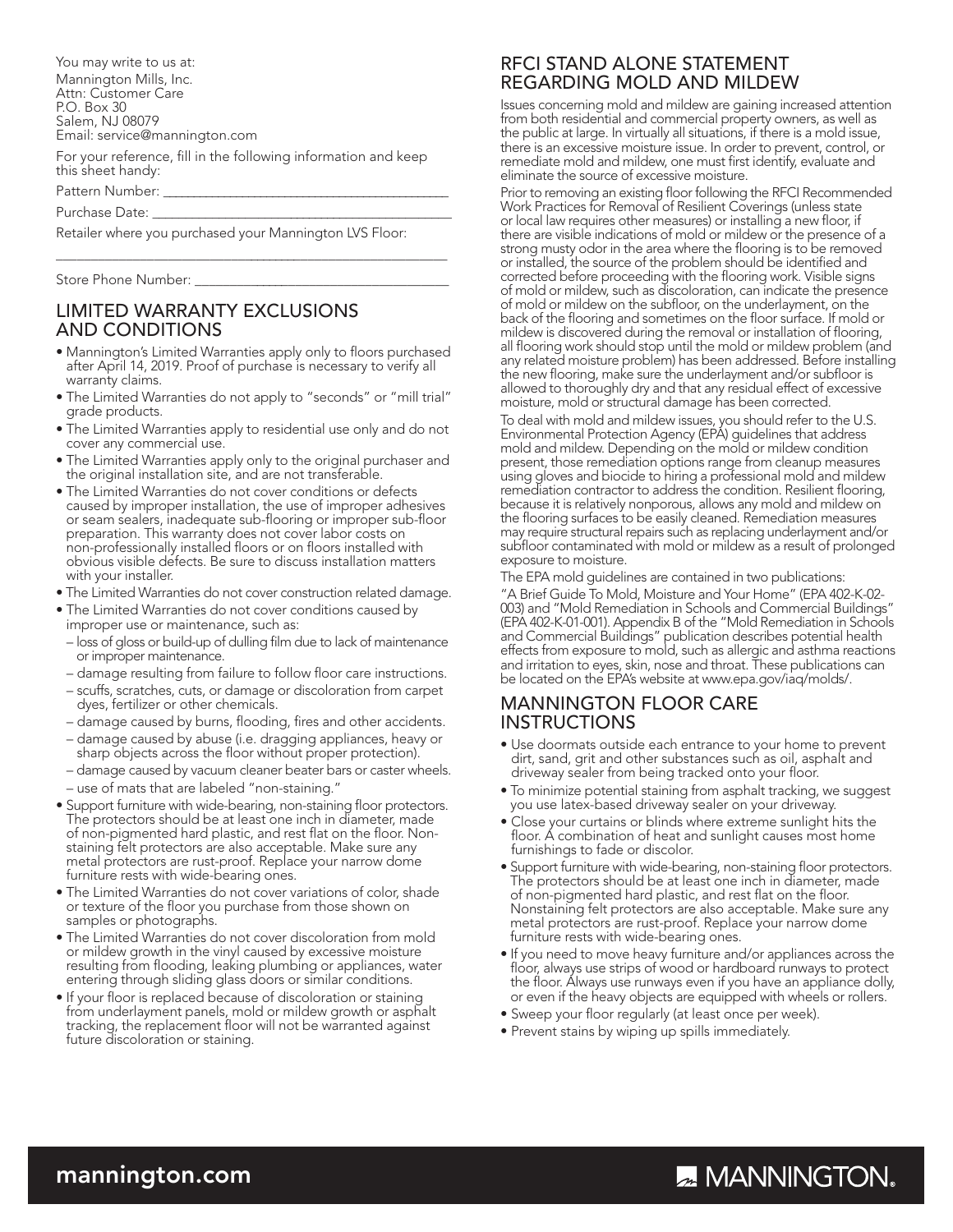You may write to us at:
Mannington Mills, Inc.
Attn: Customer Care
P.O. Box 30
Salem, NJ 08079
Email: service@mannington.com

For your reference, fill in the following information and keep this sheet handy:

Pattern Number: ___________________________________________

Purchase Date: ____________________________________________

Retailer where you purchased your Mannington LVS Floor:

___________________________________________________________

Store Phone Number: _______________________________________

## LIMITED WARRANTY EXCLUSIONS AND CONDITIONS

- Mannington's Limited Warranties apply only to floors purchased after April 14, 2019. Proof of purchase is necessary to verify all warranty claims.
- The Limited Warranties do not apply to "seconds" or "mill trial" grade products.
- The Limited Warranties apply to residential use only and do not cover any commercial use.
- The Limited Warranties apply only to the original purchaser and the original installation site, and are not transferable.
- The Limited Warranties do not cover conditions or defects caused by improper installation, the use of improper adhesives or seam sealers, inadequate sub-flooring or improper sub-floor preparation. This warranty does not cover labor costs on non-professionally installed floors or on floors installed with obvious visible defects. Be sure to discuss installation matters with your installer.
- The Limited Warranties do not cover construction related damage.
- The Limited Warranties do not cover conditions caused by improper use or maintenance, such as:
  - loss of gloss or build-up of dulling film due to lack of maintenance or improper maintenance.
  - damage resulting from failure to follow floor care instructions.
  - scuffs, scratches, cuts, or damage or discoloration from carpet dyes, fertilizer or other chemicals.
  - damage caused by burns, flooding, fires and other accidents.
  - damage caused by abuse (i.e. dragging appliances, heavy or sharp objects across the floor without proper protection).
  - damage caused by vacuum cleaner beater bars or caster wheels.
  - use of mats that are labeled "non-staining."
- Support furniture with wide-bearing, non-staining floor protectors. The protectors should be at least one inch in diameter, made of non-pigmented hard plastic, and rest flat on the floor. Non-staining felt protectors are also acceptable. Make sure any metal protectors are rust-proof. Replace your narrow dome furniture rests with wide-bearing ones.
- The Limited Warranties do not cover variations of color, shade or texture of the floor you purchase from those shown on samples or photographs.
- The Limited Warranties do not cover discoloration from mold or mildew growth in the vinyl caused by excessive moisture resulting from flooding, leaking plumbing or appliances, water entering through sliding glass doors or similar conditions.
- If your floor is replaced because of discoloration or staining from underlayment panels, mold or mildew growth or asphalt tracking, the replacement floor will not be warranted against future discoloration or staining.

## RFCI STAND ALONE STATEMENT REGARDING MOLD AND MILDEW

Issues concerning mold and mildew are gaining increased attention from both residential and commercial property owners, as well as the public at large. In virtually all situations, if there is a mold issue, there is an excessive moisture issue. In order to prevent, control, or remediate mold and mildew, one must first identify, evaluate and eliminate the source of excessive moisture.

Prior to removing an existing floor following the RFCI Recommended Work Practices for Removal of Resilient Coverings (unless state or local law requires other measures) or installing a new floor, if there are visible indications of mold or mildew or the presence of a strong musty odor in the area where the flooring is to be removed or installed, the source of the problem should be identified and corrected before proceeding with the flooring work. Visible signs of mold or mildew, such as discoloration, can indicate the presence of mold or mildew on the subfloor, on the underlayment, on the back of the flooring and sometimes on the floor surface. If mold or mildew is discovered during the removal or installation of flooring, all flooring work should stop until the mold or mildew problem (and any related moisture problem) has been addressed. Before installing the new flooring, make sure the underlayment and/or subfloor is allowed to thoroughly dry and that any residual effect of excessive moisture, mold or structural damage has been corrected.

To deal with mold and mildew issues, you should refer to the U.S. Environmental Protection Agency (EPA) guidelines that address mold and mildew. Depending on the mold or mildew condition present, those remediation options range from cleanup measures using gloves and biocide to hiring a professional mold and mildew remediation contractor to address the condition. Resilient flooring, because it is relatively nonporous, allows any mold and mildew on the flooring surfaces to be easily cleaned. Remediation measures may require structural repairs such as replacing underlayment and/or subfloor contaminated with mold or mildew as a result of prolonged exposure to moisture.

The EPA mold guidelines are contained in two publications: "A Brief Guide To Mold, Moisture and Your Home" (EPA 402-K-02-003) and "Mold Remediation in Schools and Commercial Buildings" (EPA 402-K-01-001). Appendix B of the "Mold Remediation in Schools and Commercial Buildings" publication describes potential health effects from exposure to mold, such as allergic and asthma reactions and irritation to eyes, skin, nose and throat. These publications can be located on the EPA's website at www.epa.gov/iaq/molds/.

## MANNINGTON FLOOR CARE INSTRUCTIONS

- Use doormats outside each entrance to your home to prevent dirt, sand, grit and other substances such as oil, asphalt and driveway sealer from being tracked onto your floor.
- To minimize potential staining from asphalt tracking, we suggest you use latex-based driveway sealer on your driveway.
- Close your curtains or blinds where extreme sunlight hits the floor. A combination of heat and sunlight causes most home furnishings to fade or discolor.
- Support furniture with wide-bearing, non-staining floor protectors. The protectors should be at least one inch in diameter, made of non-pigmented hard plastic, and rest flat on the floor. Nonstaining felt protectors are also acceptable. Make sure any metal protectors are rust-proof. Replace your narrow dome furniture rests with wide-bearing ones.
- If you need to move heavy furniture and/or appliances across the floor, always use strips of wood or hardboard runways to protect the floor. Always use runways even if you have an appliance dolly, or even if the heavy objects are equipped with wheels or rollers.
- Sweep your floor regularly (at least once per week).
- Prevent stains by wiping up spills immediately.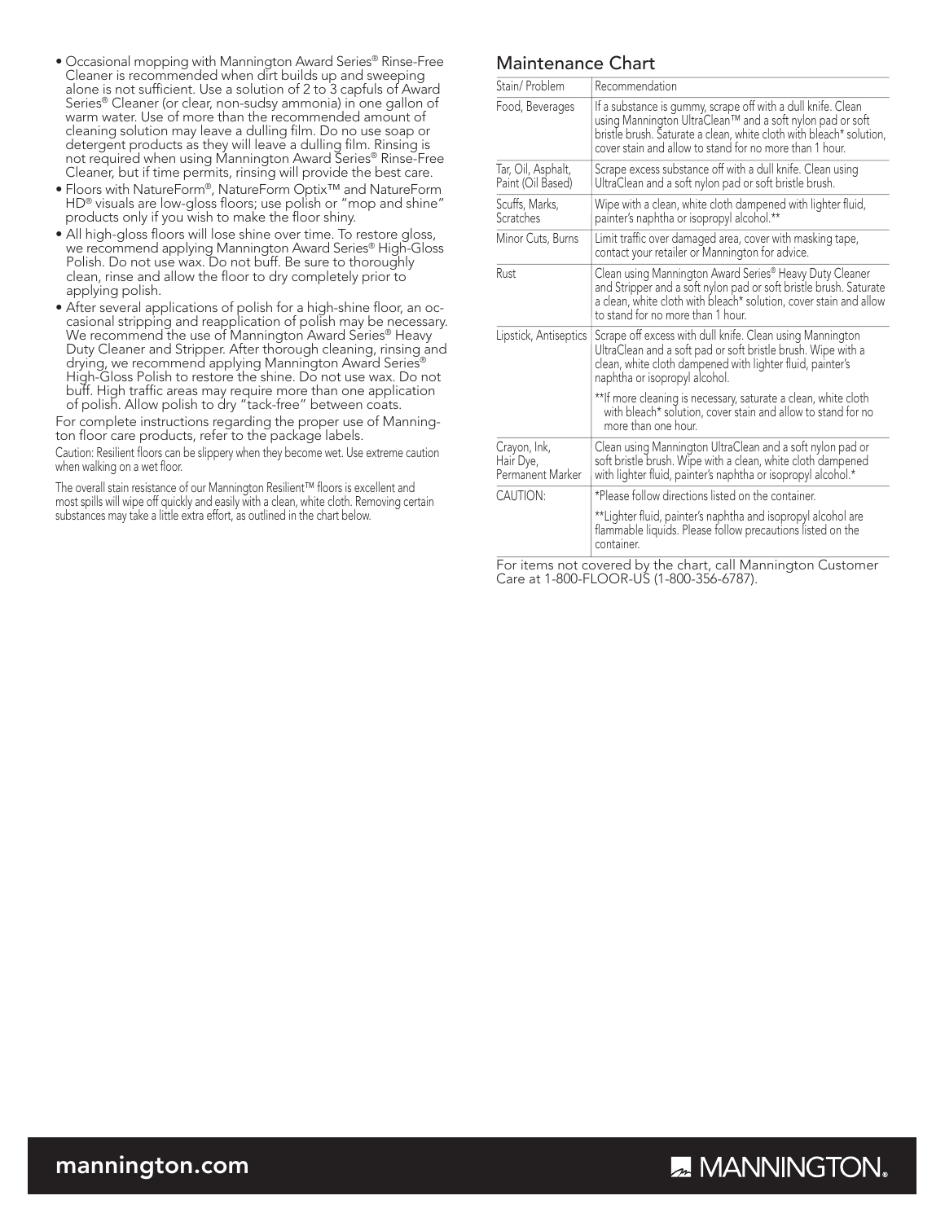- Occasional mopping with Mannington Award Series® Rinse-Free Cleaner is recommended when dirt builds up and sweeping alone is not sufficient. Use a solution of 2 to 3 capfuls of Award Series® Cleaner (or clear, non-sudsy ammonia) in one gallon of warm water. Use of more than the recommended amount of cleaning solution may leave a dulling film. Do no use soap or detergent products as they will leave a dulling film. Rinsing is not required when using Mannington Award Series® Rinse-Free Cleaner, but if time permits, rinsing will provide the best care.
- Floors with NatureForm®, NatureForm Optix™ and NatureForm HD® visuals are low-gloss floors; use polish or "mop and shine" products only if you wish to make the floor shiny.
- All high-gloss floors will lose shine over time. To restore gloss, we recommend applying Mannington Award Series® High-Gloss Polish. Do not use wax. Do not buff. Be sure to thoroughly clean, rinse and allow the floor to dry completely prior to applying polish.
- After several applications of polish for a high-shine floor, an occasional stripping and reapplication of polish may be necessary. We recommend the use of Mannington Award Series® Heavy Duty Cleaner and Stripper. After thorough cleaning, rinsing and drying, we recommend applying Mannington Award Series® High-Gloss Polish to restore the shine. Do not use wax. Do not buff. High traffic areas may require more than one application of polish. Allow polish to dry "tack-free" between coats.

For complete instructions regarding the proper use of Mannington floor care products, refer to the package labels.

Caution: Resilient floors can be slippery when they become wet. Use extreme caution when walking on a wet floor.

The overall stain resistance of our Mannington Resilient™ floors is excellent and most spills will wipe off quickly and easily with a clean, white cloth. Removing certain substances may take a little extra effort, as outlined in the chart below.

## Maintenance Chart

| Stain/ Problem | Recommendation |
|---|---|
| Food, Beverages | If a substance is gummy, scrape off with a dull knife. Clean using Mannington UltraClean™ and a soft nylon pad or soft bristle brush. Saturate a clean, white cloth with bleach* solution, cover stain and allow to stand for no more than 1 hour. |
| Tar, Oil, Asphalt, Paint (Oil Based) | Scrape excess substance off with a dull knife. Clean using UltraClean and a soft nylon pad or soft bristle brush. |
| Scuffs, Marks, Scratches | Wipe with a clean, white cloth dampened with lighter fluid, painter's naphtha or isopropyl alcohol.** |
| Minor Cuts, Burns | Limit traffic over damaged area, cover with masking tape, contact your retailer or Mannington for advice. |
| Rust | Clean using Mannington Award Series® Heavy Duty Cleaner and Stripper and a soft nylon pad or soft bristle brush. Saturate a clean, white cloth with bleach* solution, cover stain and allow to stand for no more than 1 hour. |
| Lipstick, Antiseptics | Scrape off excess with dull knife. Clean using Mannington UltraClean and a soft pad or soft bristle brush. Wipe with a clean, white cloth dampened with lighter fluid, painter's naphtha or isopropyl alcohol.<br>**If more cleaning is necessary, saturate a clean, white cloth with bleach* solution, cover stain and allow to stand for no more than one hour. |
| Crayon, Ink, Hair Dye, Permanent Marker | Clean using Mannington UltraClean and a soft nylon pad or soft bristle brush. Wipe with a clean, white cloth dampened with lighter fluid, painter's naphtha or isopropyl alcohol.* |
| CAUTION: | *Please follow directions listed on the container.<br>**Lighter fluid, painter's naphtha and isopropyl alcohol are flammable liquids. Please follow precautions listed on the container. |

For items not covered by the chart, call Mannington Customer Care at 1-800-FLOOR-US (1-800-356-6787).

mannington.com

MANNINGTON®